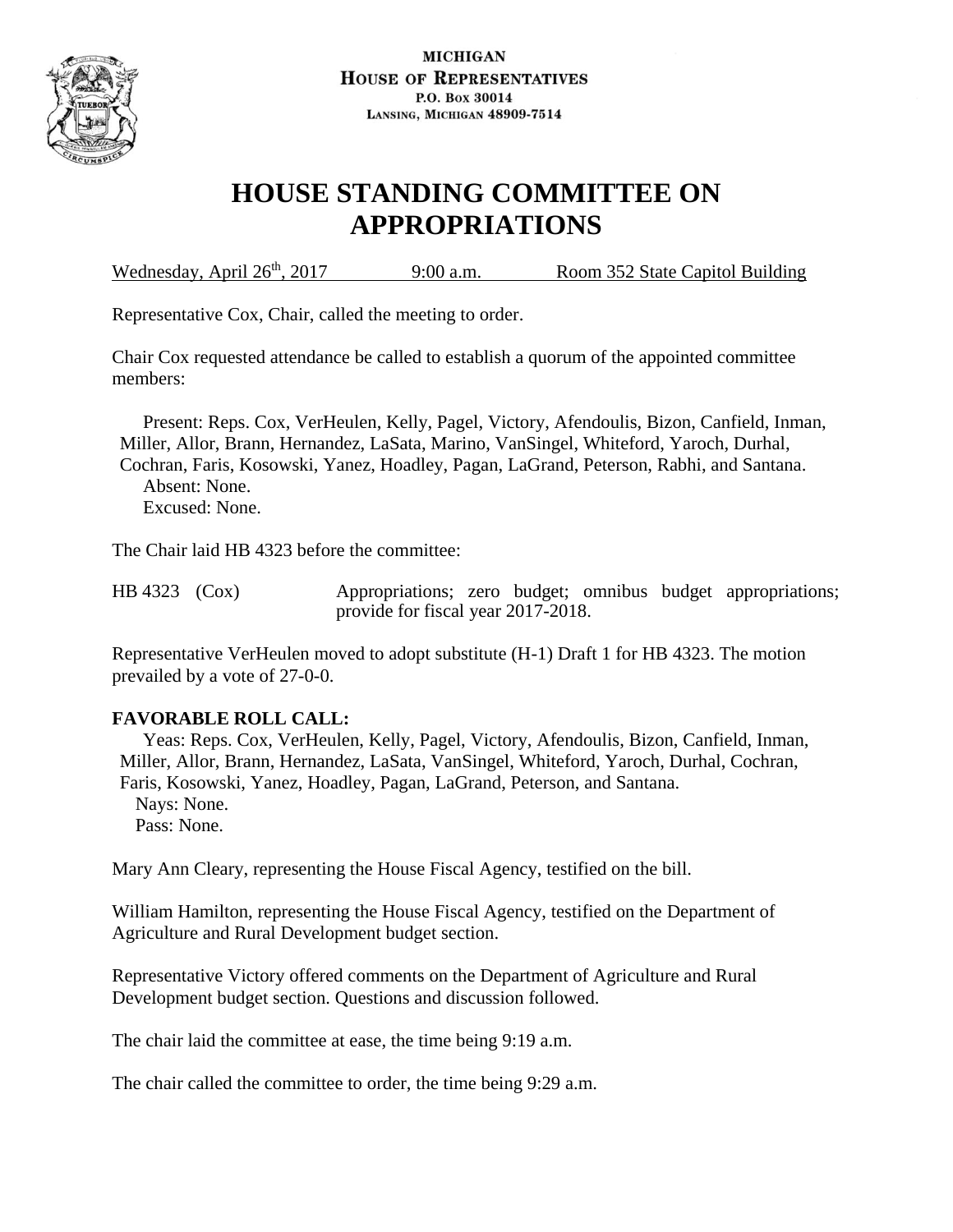MICHIGAN
HOUSE OF REPRESENTATIVES
P.O. BOX 30014
LANSING, MICHIGAN 48909-7514

# HOUSE STANDING COMMITTEE ON APPROPRIATIONS

Wednesday, April 26th, 2017 9:00 a.m. Room 352 State Capitol Building

Representative Cox, Chair, called the meeting to order.

Chair Cox requested attendance be called to establish a quorum of the appointed committee members:

Present: Reps. Cox, VerHeulen, Kelly, Pagel, Victory, Afendoulis, Bizon, Canfield, Inman, Miller, Allor, Brann, Hernandez, LaSata, Marino, VanSingel, Whiteford, Yaroch, Durhal, Cochran, Faris, Kosowski, Yanez, Hoadley, Pagan, LaGrand, Peterson, Rabhi, and Santana.
Absent: None.
Excused: None.

The Chair laid HB 4323 before the committee:

HB 4323 (Cox) Appropriations; zero budget; omnibus budget appropriations; provide for fiscal year 2017-2018.

Representative VerHeulen moved to adopt substitute (H-1) Draft 1 for HB 4323. The motion prevailed by a vote of 27-0-0.

**FAVORABLE ROLL CALL:**
Yeas: Reps. Cox, VerHeulen, Kelly, Pagel, Victory, Afendoulis, Bizon, Canfield, Inman, Miller, Allor, Brann, Hernandez, LaSata, VanSingel, Whiteford, Yaroch, Durhal, Cochran, Faris, Kosowski, Yanez, Hoadley, Pagan, LaGrand, Peterson, and Santana.
Nays: None.
Pass: None.

Mary Ann Cleary, representing the House Fiscal Agency, testified on the bill.

William Hamilton, representing the House Fiscal Agency, testified on the Department of Agriculture and Rural Development budget section.

Representative Victory offered comments on the Department of Agriculture and Rural Development budget section. Questions and discussion followed.

The chair laid the committee at ease, the time being 9:19 a.m.

The chair called the committee to order, the time being 9:29 a.m.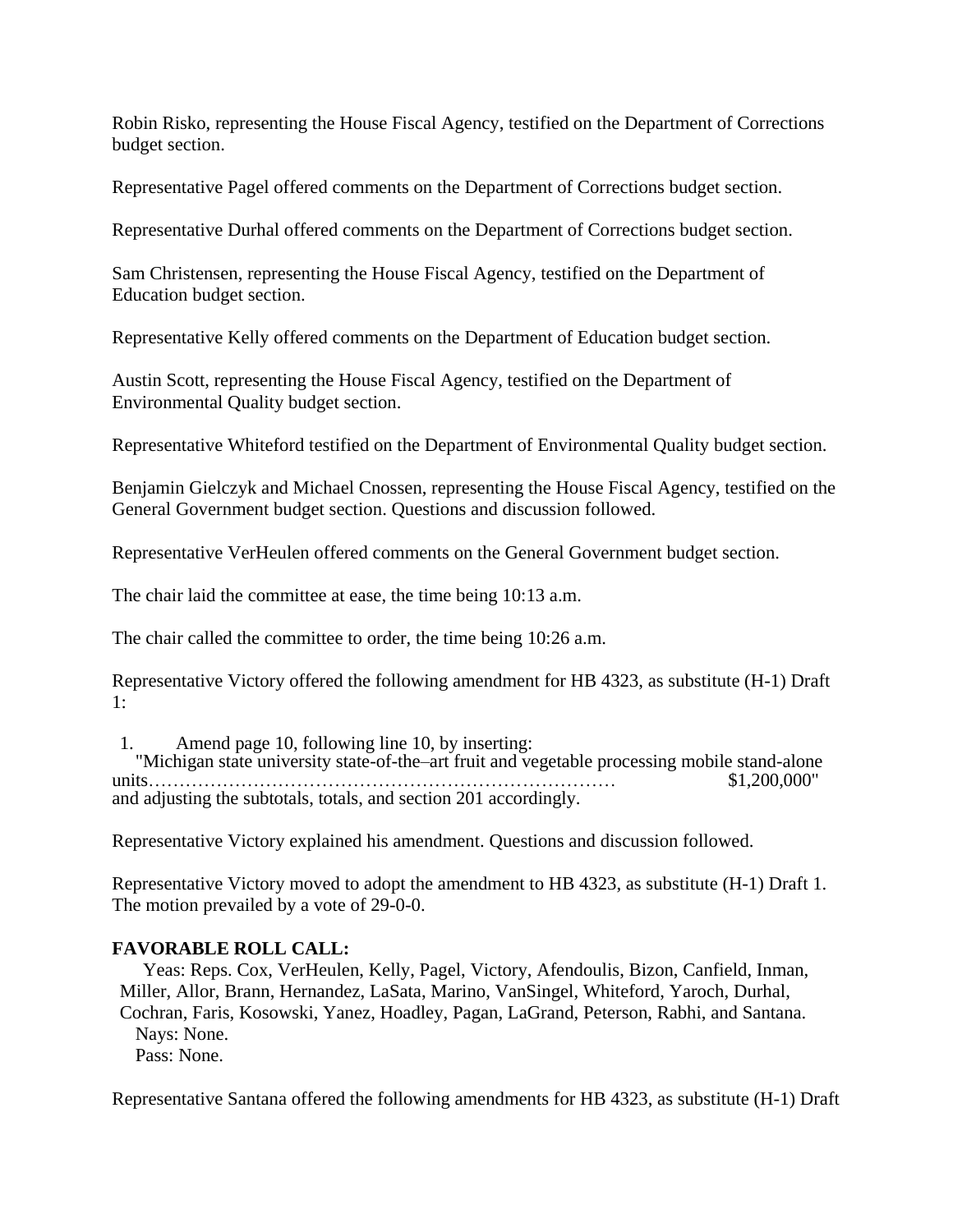Robin Risko, representing the House Fiscal Agency, testified on the Department of Corrections budget section.

Representative Pagel offered comments on the Department of Corrections budget section.

Representative Durhal offered comments on the Department of Corrections budget section.

Sam Christensen, representing the House Fiscal Agency, testified on the Department of Education budget section.

Representative Kelly offered comments on the Department of Education budget section.

Austin Scott, representing the House Fiscal Agency, testified on the Department of Environmental Quality budget section.

Representative Whiteford testified on the Department of Environmental Quality budget section.

Benjamin Gielczyk and Michael Cnossen, representing the House Fiscal Agency, testified on the General Government budget section. Questions and discussion followed.

Representative VerHeulen offered comments on the General Government budget section.

The chair laid the committee at ease, the time being 10:13 a.m.

The chair called the committee to order, the time being 10:26 a.m.

Representative Victory offered the following amendment for HB 4323, as substitute (H-1) Draft 1:

1. Amend page 10, following line 10, by inserting:
   "Michigan state university state-of-the–art fruit and vegetable processing mobile stand-alone units………………………………………………………………… $1,200,000"
   and adjusting the subtotals, totals, and section 201 accordingly.

Representative Victory explained his amendment. Questions and discussion followed.

Representative Victory moved to adopt the amendment to HB 4323, as substitute (H-1) Draft 1. The motion prevailed by a vote of 29-0-0.

**FAVORABLE ROLL CALL:**

Yeas: Reps. Cox, VerHeulen, Kelly, Pagel, Victory, Afendoulis, Bizon, Canfield, Inman, Miller, Allor, Brann, Hernandez, LaSata, Marino, VanSingel, Whiteford, Yaroch, Durhal, Cochran, Faris, Kosowski, Yanez, Hoadley, Pagan, LaGrand, Peterson, Rabhi, and Santana.
Nays: None.
Pass: None.

Representative Santana offered the following amendments for HB 4323, as substitute (H-1) Draft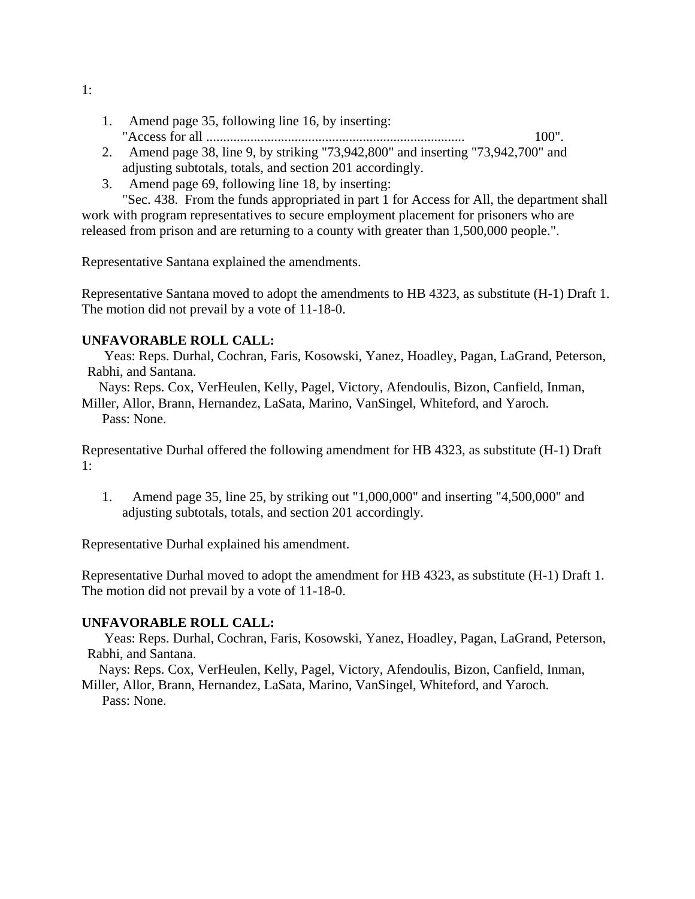1:

1. Amend page 35, following line 16, by inserting:
   "Access for all ........................................................................... 100".
2. Amend page 38, line 9, by striking "73,942,800" and inserting "73,942,700" and adjusting subtotals, totals, and section 201 accordingly.
3. Amend page 69, following line 18, by inserting:

   "Sec. 438. From the funds appropriated in part 1 for Access for All, the department shall work with program representatives to secure employment placement for prisoners who are released from prison and are returning to a county with greater than 1,500,000 people.".

Representative Santana explained the amendments.

Representative Santana moved to adopt the amendments to HB 4323, as substitute (H-1) Draft 1. The motion did not prevail by a vote of 11-18-0.

**UNFAVORABLE ROLL CALL:**

Yeas: Reps. Durhal, Cochran, Faris, Kosowski, Yanez, Hoadley, Pagan, LaGrand, Peterson, Rabhi, and Santana.

Nays: Reps. Cox, VerHeulen, Kelly, Pagel, Victory, Afendoulis, Bizon, Canfield, Inman, Miller, Allor, Brann, Hernandez, LaSata, Marino, VanSingel, Whiteford, and Yaroch.

Pass: None.

Representative Durhal offered the following amendment for HB 4323, as substitute (H-1) Draft 1:

1. Amend page 35, line 25, by striking out "1,000,000" and inserting "4,500,000" and adjusting subtotals, totals, and section 201 accordingly.

Representative Durhal explained his amendment.

Representative Durhal moved to adopt the amendment for HB 4323, as substitute (H-1) Draft 1. The motion did not prevail by a vote of 11-18-0.

**UNFAVORABLE ROLL CALL:**

Yeas: Reps. Durhal, Cochran, Faris, Kosowski, Yanez, Hoadley, Pagan, LaGrand, Peterson, Rabhi, and Santana.

Nays: Reps. Cox, VerHeulen, Kelly, Pagel, Victory, Afendoulis, Bizon, Canfield, Inman, Miller, Allor, Brann, Hernandez, LaSata, Marino, VanSingel, Whiteford, and Yaroch.

Pass: None.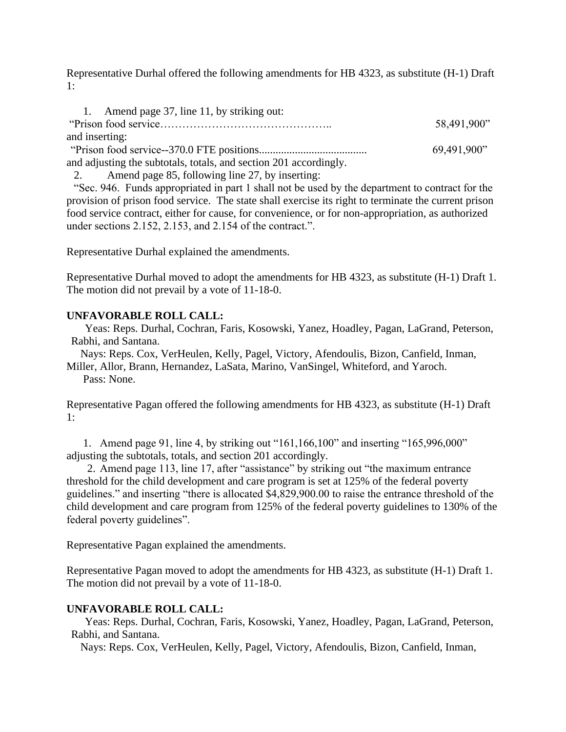Representative Durhal offered the following amendments for HB 4323, as substitute (H-1) Draft 1:

1. Amend page 37, line 11, by striking out:

"Prison food service……………………………………….. 58,491,900"

and inserting:

"Prison food service--370.0 FTE positions...................................... 69,491,900"

and adjusting the subtotals, totals, and section 201 accordingly.

2. Amend page 85, following line 27, by inserting:

"Sec. 946. Funds appropriated in part 1 shall not be used by the department to contract for the provision of prison food service. The state shall exercise its right to terminate the current prison food service contract, either for cause, for convenience, or for non-appropriation, as authorized under sections 2.152, 2.153, and 2.154 of the contract.".

Representative Durhal explained the amendments.

Representative Durhal moved to adopt the amendments for HB 4323, as substitute (H-1) Draft 1. The motion did not prevail by a vote of 11-18-0.

**UNFAVORABLE ROLL CALL:**

Yeas: Reps. Durhal, Cochran, Faris, Kosowski, Yanez, Hoadley, Pagan, LaGrand, Peterson, Rabhi, and Santana.

Nays: Reps. Cox, VerHeulen, Kelly, Pagel, Victory, Afendoulis, Bizon, Canfield, Inman, Miller, Allor, Brann, Hernandez, LaSata, Marino, VanSingel, Whiteford, and Yaroch.

Pass: None.

Representative Pagan offered the following amendments for HB 4323, as substitute (H-1) Draft 1:

1. Amend page 91, line 4, by striking out "161,166,100" and inserting "165,996,000" adjusting the subtotals, totals, and section 201 accordingly.

2. Amend page 113, line 17, after "assistance" by striking out "the maximum entrance threshold for the child development and care program is set at 125% of the federal poverty guidelines." and inserting "there is allocated $4,829,900.00 to raise the entrance threshold of the child development and care program from 125% of the federal poverty guidelines to 130% of the federal poverty guidelines".

Representative Pagan explained the amendments.

Representative Pagan moved to adopt the amendments for HB 4323, as substitute (H-1) Draft 1. The motion did not prevail by a vote of 11-18-0.

**UNFAVORABLE ROLL CALL:**

Yeas: Reps. Durhal, Cochran, Faris, Kosowski, Yanez, Hoadley, Pagan, LaGrand, Peterson, Rabhi, and Santana.

Nays: Reps. Cox, VerHeulen, Kelly, Pagel, Victory, Afendoulis, Bizon, Canfield, Inman,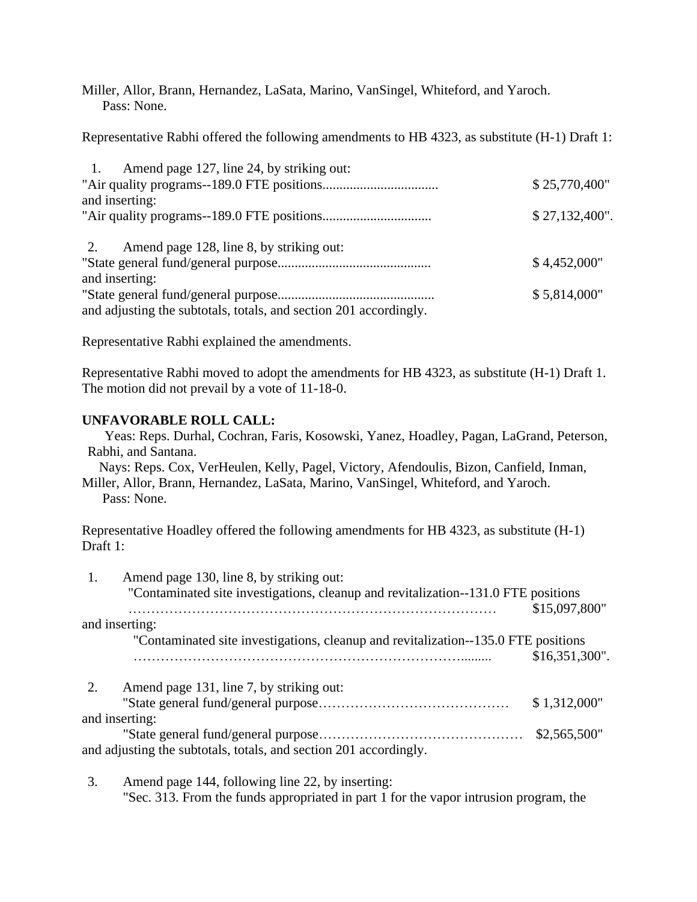Miller, Allor, Brann, Hernandez, LaSata, Marino, VanSingel, Whiteford, and Yaroch.
Pass: None.

Representative Rabhi offered the following amendments to HB 4323, as substitute (H-1) Draft 1:

1. Amend page 127, line 24, by striking out:
"Air quality programs--189.0 FTE positions.................................. $ 25,770,400"
and inserting:
"Air quality programs--189.0 FTE positions................................ $ 27,132,400".

2. Amend page 128, line 8, by striking out:
"State general fund/general purpose............................................ $ 4,452,000"
and inserting:
"State general fund/general purpose............................................. $ 5,814,000"
and adjusting the subtotals, totals, and section 201 accordingly.

Representative Rabhi explained the amendments.

Representative Rabhi moved to adopt the amendments for HB 4323, as substitute (H-1) Draft 1. The motion did not prevail by a vote of 11-18-0.

**UNFAVORABLE ROLL CALL:**

Yeas: Reps. Durhal, Cochran, Faris, Kosowski, Yanez, Hoadley, Pagan, LaGrand, Peterson, Rabhi, and Santana.
Nays: Reps. Cox, VerHeulen, Kelly, Pagel, Victory, Afendoulis, Bizon, Canfield, Inman, Miller, Allor, Brann, Hernandez, LaSata, Marino, VanSingel, Whiteford, and Yaroch.
Pass: None.

Representative Hoadley offered the following amendments for HB 4323, as substitute (H-1) Draft 1:

1. Amend page 130, line 8, by striking out:
"Contaminated site investigations, cleanup and revitalization--131.0 FTE positions
…………………………………………………………………… $15,097,800"
and inserting:
"Contaminated site investigations, cleanup and revitalization--135.0 FTE positions
……………………………………………………………......... $16,351,300".

2. Amend page 131, line 7, by striking out:
"State general fund/general purpose…………………………………… $ 1,312,000"
and inserting:
"State general fund/general purpose……………………………………… $2,565,500"
and adjusting the subtotals, totals, and section 201 accordingly.

3. Amend page 144, following line 22, by inserting:
"Sec. 313. From the funds appropriated in part 1 for the vapor intrusion program, the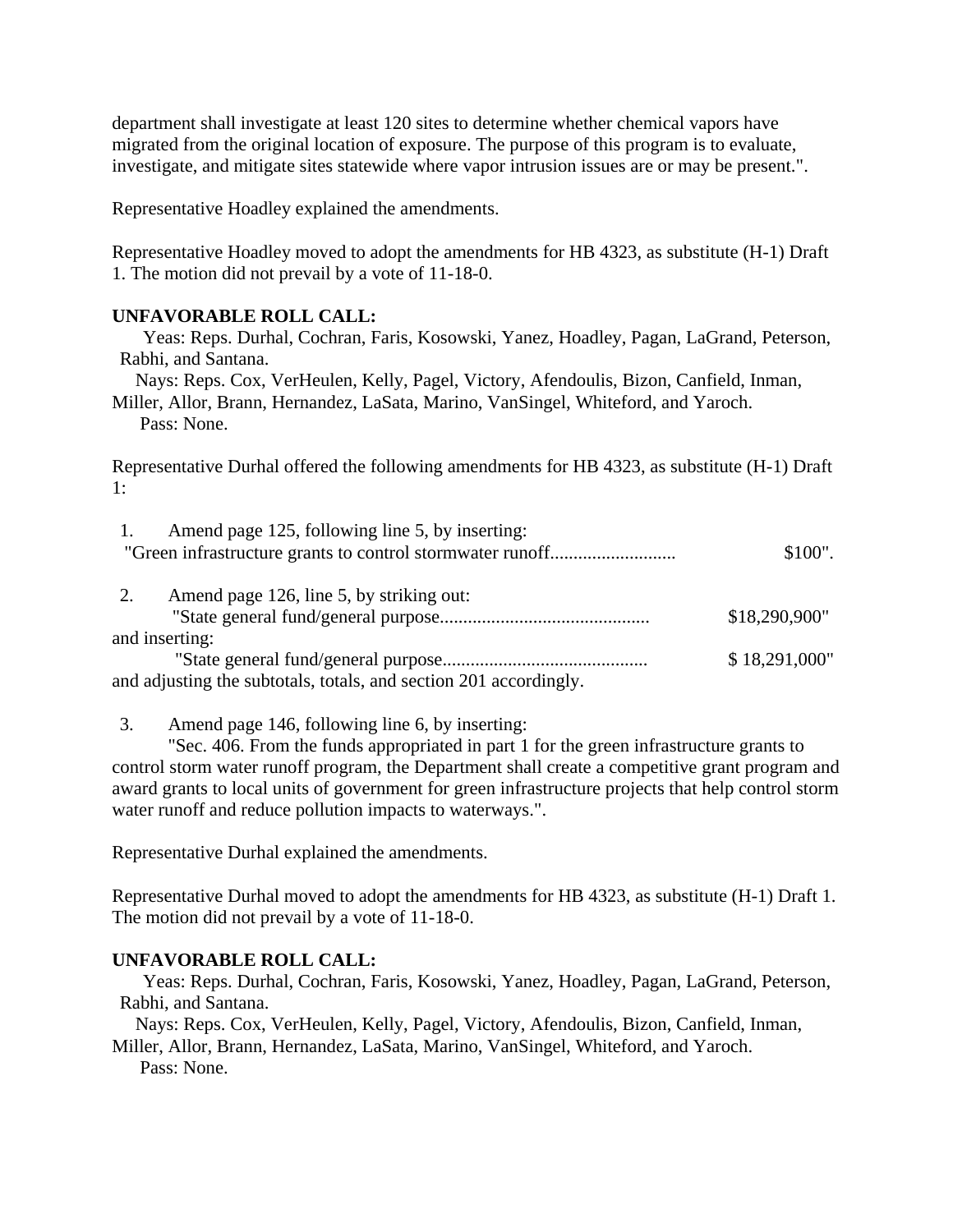department shall investigate at least 120 sites to determine whether chemical vapors have migrated from the original location of exposure. The purpose of this program is to evaluate, investigate, and mitigate sites statewide where vapor intrusion issues are or may be present.".

Representative Hoadley explained the amendments.

Representative Hoadley moved to adopt the amendments for HB 4323, as substitute (H-1) Draft 1. The motion did not prevail by a vote of 11-18-0.

**UNFAVORABLE ROLL CALL:**

Yeas: Reps. Durhal, Cochran, Faris, Kosowski, Yanez, Hoadley, Pagan, LaGrand, Peterson, Rabhi, and Santana.

Nays: Reps. Cox, VerHeulen, Kelly, Pagel, Victory, Afendoulis, Bizon, Canfield, Inman, Miller, Allor, Brann, Hernandez, LaSata, Marino, VanSingel, Whiteford, and Yaroch.

Pass: None.

Representative Durhal offered the following amendments for HB 4323, as substitute (H-1) Draft 1:

1. Amend page 125, following line 5, by inserting:
   "Green infrastructure grants to control stormwater runoff........................... $100".

2. Amend page 126, line 5, by striking out:
   "State general fund/general purpose............................................ $18,290,900"
   and inserting:
   "State general fund/general purpose............................................ $ 18,291,000"
   and adjusting the subtotals, totals, and section 201 accordingly.

3. Amend page 146, following line 6, by inserting:
   "Sec. 406. From the funds appropriated in part 1 for the green infrastructure grants to control storm water runoff program, the Department shall create a competitive grant program and award grants to local units of government for green infrastructure projects that help control storm water runoff and reduce pollution impacts to waterways.".

Representative Durhal explained the amendments.

Representative Durhal moved to adopt the amendments for HB 4323, as substitute (H-1) Draft 1. The motion did not prevail by a vote of 11-18-0.

**UNFAVORABLE ROLL CALL:**

Yeas: Reps. Durhal, Cochran, Faris, Kosowski, Yanez, Hoadley, Pagan, LaGrand, Peterson, Rabhi, and Santana.

Nays: Reps. Cox, VerHeulen, Kelly, Pagel, Victory, Afendoulis, Bizon, Canfield, Inman, Miller, Allor, Brann, Hernandez, LaSata, Marino, VanSingel, Whiteford, and Yaroch.

Pass: None.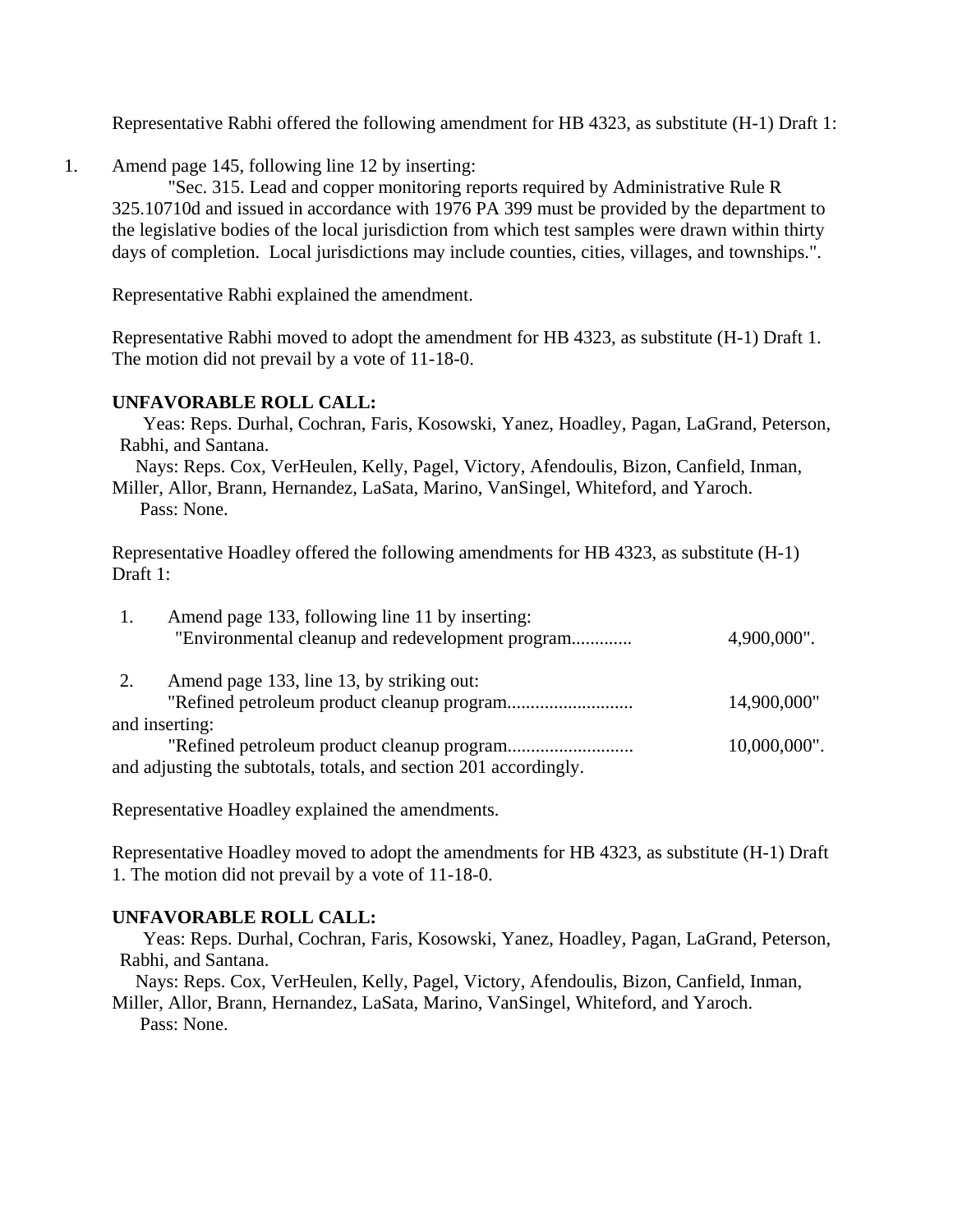Representative Rabhi offered the following amendment for HB 4323, as substitute (H-1) Draft 1:

1. Amend page 145, following line 12 by inserting:

   "Sec. 315. Lead and copper monitoring reports required by Administrative Rule R 325.10710d and issued in accordance with 1976 PA 399 must be provided by the department to the legislative bodies of the local jurisdiction from which test samples were drawn within thirty days of completion. Local jurisdictions may include counties, cities, villages, and townships.".

Representative Rabhi explained the amendment.

Representative Rabhi moved to adopt the amendment for HB 4323, as substitute (H-1) Draft 1. The motion did not prevail by a vote of 11-18-0.

**UNFAVORABLE ROLL CALL:**

Yeas: Reps. Durhal, Cochran, Faris, Kosowski, Yanez, Hoadley, Pagan, LaGrand, Peterson, Rabhi, and Santana.

Nays: Reps. Cox, VerHeulen, Kelly, Pagel, Victory, Afendoulis, Bizon, Canfield, Inman, Miller, Allor, Brann, Hernandez, LaSata, Marino, VanSingel, Whiteford, and Yaroch.

Pass: None.

Representative Hoadley offered the following amendments for HB 4323, as substitute (H-1) Draft 1:

1. Amend page 133, following line 11 by inserting:

   "Environmental cleanup and redevelopment program............ 4,900,000".

2. Amend page 133, line 13, by striking out:

   "Refined petroleum product cleanup program.......................... 14,900,000"

and inserting:

   "Refined petroleum product cleanup program.......................... 10,000,000".

and adjusting the subtotals, totals, and section 201 accordingly.

Representative Hoadley explained the amendments.

Representative Hoadley moved to adopt the amendments for HB 4323, as substitute (H-1) Draft 1. The motion did not prevail by a vote of 11-18-0.

**UNFAVORABLE ROLL CALL:**

Yeas: Reps. Durhal, Cochran, Faris, Kosowski, Yanez, Hoadley, Pagan, LaGrand, Peterson, Rabhi, and Santana.

Nays: Reps. Cox, VerHeulen, Kelly, Pagel, Victory, Afendoulis, Bizon, Canfield, Inman, Miller, Allor, Brann, Hernandez, LaSata, Marino, VanSingel, Whiteford, and Yaroch.

Pass: None.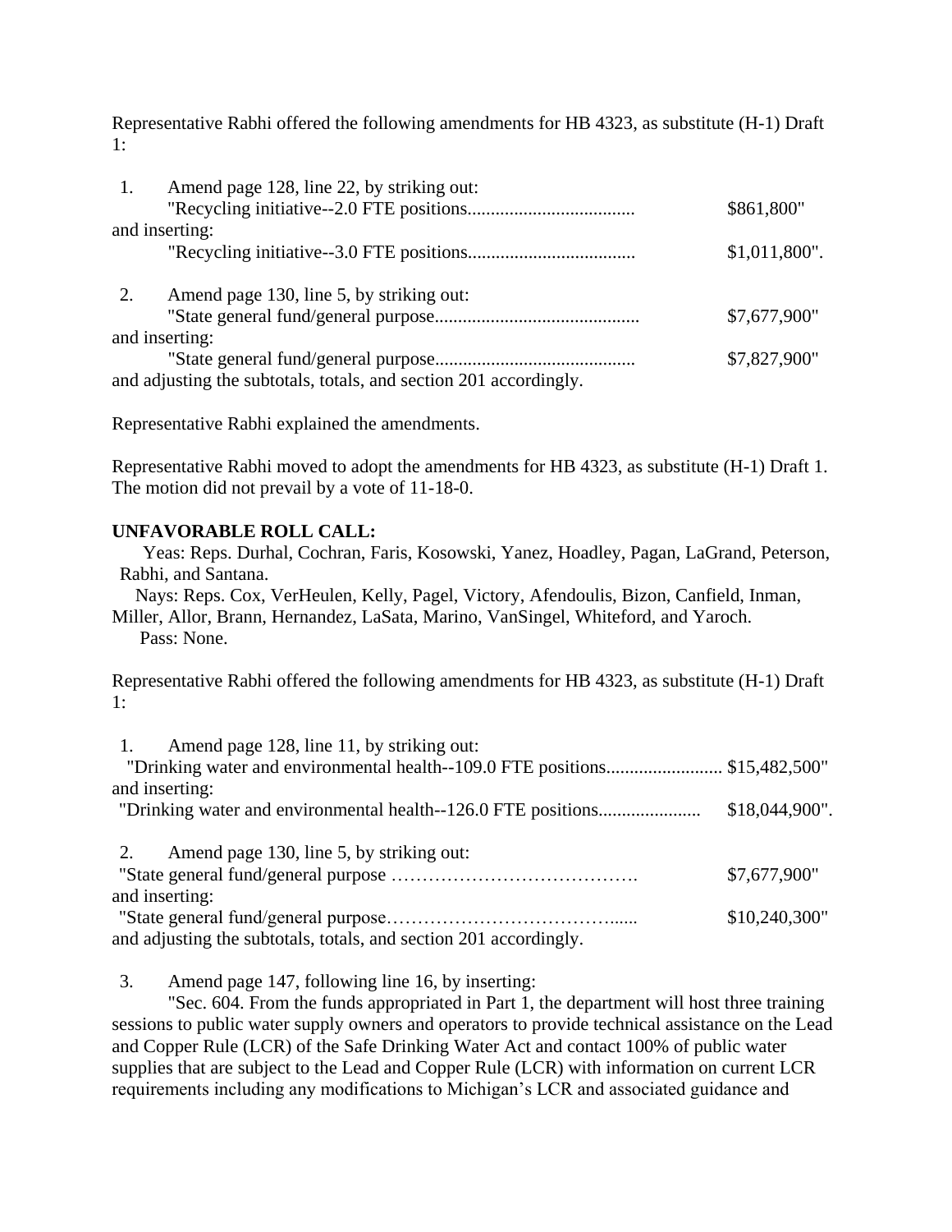Representative Rabhi offered the following amendments for HB 4323, as substitute (H-1) Draft 1:

1. Amend page 128, line 22, by striking out:
   "Recycling initiative--2.0 FTE positions.................................... $861,800"
   and inserting:
   "Recycling initiative--3.0 FTE positions.................................... $1,011,800".

2. Amend page 130, line 5, by striking out:
   "State general fund/general purpose........................................... $7,677,900"
   and inserting:
   "State general fund/general purpose........................................... $7,827,900"
   and adjusting the subtotals, totals, and section 201 accordingly.

Representative Rabhi explained the amendments.

Representative Rabhi moved to adopt the amendments for HB 4323, as substitute (H-1) Draft 1. The motion did not prevail by a vote of 11-18-0.

**UNFAVORABLE ROLL CALL:**

Yeas: Reps. Durhal, Cochran, Faris, Kosowski, Yanez, Hoadley, Pagan, LaGrand, Peterson, Rabhi, and Santana.

Nays: Reps. Cox, VerHeulen, Kelly, Pagel, Victory, Afendoulis, Bizon, Canfield, Inman, Miller, Allor, Brann, Hernandez, LaSata, Marino, VanSingel, Whiteford, and Yaroch.

Pass: None.

Representative Rabhi offered the following amendments for HB 4323, as substitute (H-1) Draft 1:

1. Amend page 128, line 11, by striking out:
   "Drinking water and environmental health--109.0 FTE positions......................... $15,482,500"
   and inserting:
   "Drinking water and environmental health--126.0 FTE positions...................... $18,044,900".

2. Amend page 130, line 5, by striking out:
   "State general fund/general purpose …………………………………. $7,677,900"
   and inserting:
   "State general fund/general purpose……………………………….…..... $10,240,300"
   and adjusting the subtotals, totals, and section 201 accordingly.

3. Amend page 147, following line 16, by inserting:
   "Sec. 604. From the funds appropriated in Part 1, the department will host three training sessions to public water supply owners and operators to provide technical assistance on the Lead and Copper Rule (LCR) of the Safe Drinking Water Act and contact 100% of public water supplies that are subject to the Lead and Copper Rule (LCR) with information on current LCR requirements including any modifications to Michigan's LCR and associated guidance and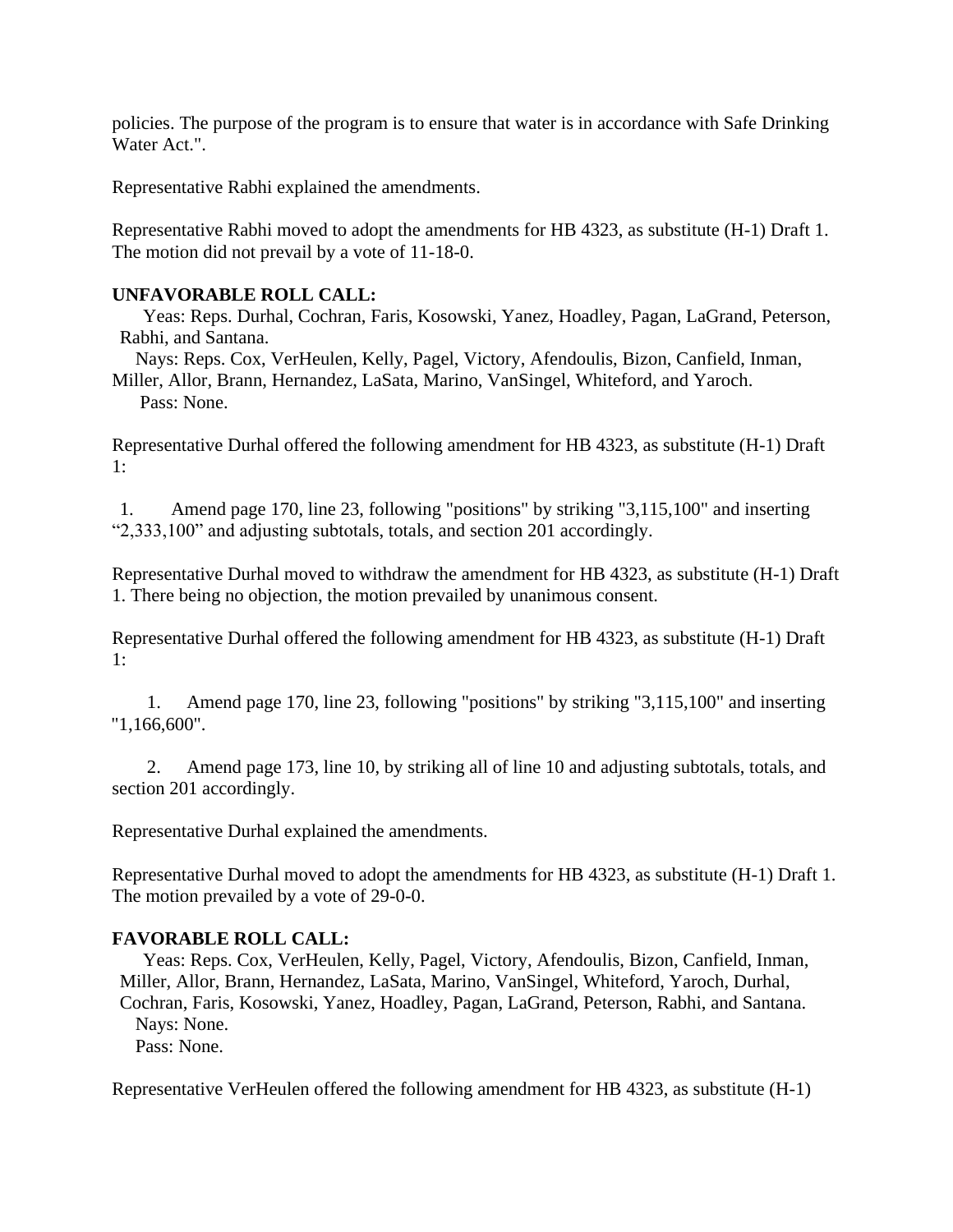policies. The purpose of the program is to ensure that water is in accordance with Safe Drinking Water Act.".

Representative Rabhi explained the amendments.

Representative Rabhi moved to adopt the amendments for HB 4323, as substitute (H-1) Draft 1. The motion did not prevail by a vote of 11-18-0.

**UNFAVORABLE ROLL CALL:**

Yeas: Reps. Durhal, Cochran, Faris, Kosowski, Yanez, Hoadley, Pagan, LaGrand, Peterson, Rabhi, and Santana.

Nays: Reps. Cox, VerHeulen, Kelly, Pagel, Victory, Afendoulis, Bizon, Canfield, Inman, Miller, Allor, Brann, Hernandez, LaSata, Marino, VanSingel, Whiteford, and Yaroch.

Pass: None.

Representative Durhal offered the following amendment for HB 4323, as substitute (H-1) Draft 1:

1. Amend page 170, line 23, following "positions" by striking "3,115,100" and inserting "2,333,100" and adjusting subtotals, totals, and section 201 accordingly.

Representative Durhal moved to withdraw the amendment for HB 4323, as substitute (H-1) Draft 1. There being no objection, the motion prevailed by unanimous consent.

Representative Durhal offered the following amendment for HB 4323, as substitute (H-1) Draft 1:

1. Amend page 170, line 23, following "positions" by striking "3,115,100" and inserting "1,166,600".

2. Amend page 173, line 10, by striking all of line 10 and adjusting subtotals, totals, and section 201 accordingly.

Representative Durhal explained the amendments.

Representative Durhal moved to adopt the amendments for HB 4323, as substitute (H-1) Draft 1. The motion prevailed by a vote of 29-0-0.

**FAVORABLE ROLL CALL:**

Yeas: Reps. Cox, VerHeulen, Kelly, Pagel, Victory, Afendoulis, Bizon, Canfield, Inman, Miller, Allor, Brann, Hernandez, LaSata, Marino, VanSingel, Whiteford, Yaroch, Durhal, Cochran, Faris, Kosowski, Yanez, Hoadley, Pagan, LaGrand, Peterson, Rabhi, and Santana.

Nays: None.

Pass: None.

Representative VerHeulen offered the following amendment for HB 4323, as substitute (H-1)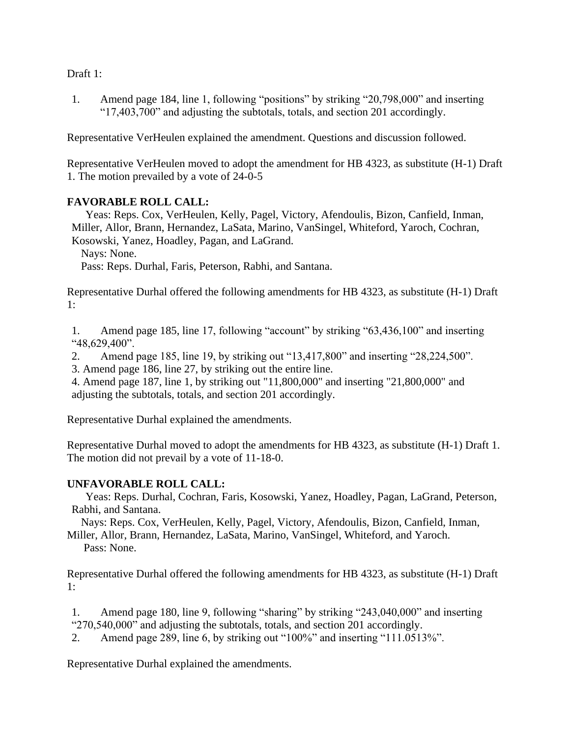Draft 1:

1. Amend page 184, line 1, following "positions" by striking "20,798,000" and inserting "17,403,700" and adjusting the subtotals, totals, and section 201 accordingly.

Representative VerHeulen explained the amendment. Questions and discussion followed.

Representative VerHeulen moved to adopt the amendment for HB 4323, as substitute (H-1) Draft 1. The motion prevailed by a vote of 24-0-5

**FAVORABLE ROLL CALL:**

Yeas: Reps. Cox, VerHeulen, Kelly, Pagel, Victory, Afendoulis, Bizon, Canfield, Inman, Miller, Allor, Brann, Hernandez, LaSata, Marino, VanSingel, Whiteford, Yaroch, Cochran, Kosowski, Yanez, Hoadley, Pagan, and LaGrand.

Nays: None.

Pass: Reps. Durhal, Faris, Peterson, Rabhi, and Santana.

Representative Durhal offered the following amendments for HB 4323, as substitute (H-1) Draft 1:

1. Amend page 185, line 17, following "account" by striking "63,436,100" and inserting "48,629,400".
2. Amend page 185, line 19, by striking out "13,417,800" and inserting "28,224,500".
3. Amend page 186, line 27, by striking out the entire line.
4. Amend page 187, line 1, by striking out "11,800,000" and inserting "21,800,000" and adjusting the subtotals, totals, and section 201 accordingly.

Representative Durhal explained the amendments.

Representative Durhal moved to adopt the amendments for HB 4323, as substitute (H-1) Draft 1. The motion did not prevail by a vote of 11-18-0.

**UNFAVORABLE ROLL CALL:**

Yeas: Reps. Durhal, Cochran, Faris, Kosowski, Yanez, Hoadley, Pagan, LaGrand, Peterson, Rabhi, and Santana.

Nays: Reps. Cox, VerHeulen, Kelly, Pagel, Victory, Afendoulis, Bizon, Canfield, Inman, Miller, Allor, Brann, Hernandez, LaSata, Marino, VanSingel, Whiteford, and Yaroch.

Pass: None.

Representative Durhal offered the following amendments for HB 4323, as substitute (H-1) Draft 1:

1. Amend page 180, line 9, following "sharing" by striking "243,040,000" and inserting "270,540,000" and adjusting the subtotals, totals, and section 201 accordingly.
2. Amend page 289, line 6, by striking out "100%" and inserting "111.0513%".

Representative Durhal explained the amendments.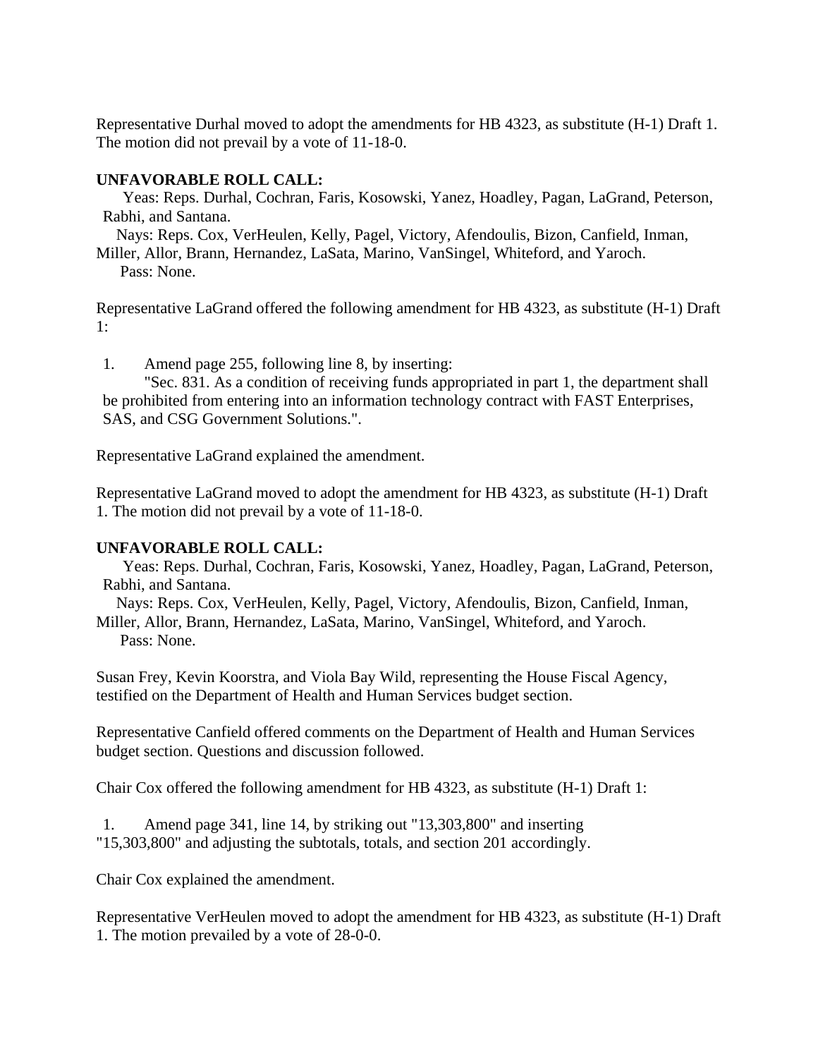Representative Durhal moved to adopt the amendments for HB 4323, as substitute (H-1) Draft 1. The motion did not prevail by a vote of 11-18-0.

**UNFAVORABLE ROLL CALL:**

Yeas: Reps. Durhal, Cochran, Faris, Kosowski, Yanez, Hoadley, Pagan, LaGrand, Peterson, Rabhi, and Santana.

Nays: Reps. Cox, VerHeulen, Kelly, Pagel, Victory, Afendoulis, Bizon, Canfield, Inman, Miller, Allor, Brann, Hernandez, LaSata, Marino, VanSingel, Whiteford, and Yaroch.

Pass: None.

Representative LaGrand offered the following amendment for HB 4323, as substitute (H-1) Draft 1:

1. Amend page 255, following line 8, by inserting:
   "Sec. 831. As a condition of receiving funds appropriated in part 1, the department shall be prohibited from entering into an information technology contract with FAST Enterprises, SAS, and CSG Government Solutions.".

Representative LaGrand explained the amendment.

Representative LaGrand moved to adopt the amendment for HB 4323, as substitute (H-1) Draft 1. The motion did not prevail by a vote of 11-18-0.

**UNFAVORABLE ROLL CALL:**

Yeas: Reps. Durhal, Cochran, Faris, Kosowski, Yanez, Hoadley, Pagan, LaGrand, Peterson, Rabhi, and Santana.

Nays: Reps. Cox, VerHeulen, Kelly, Pagel, Victory, Afendoulis, Bizon, Canfield, Inman, Miller, Allor, Brann, Hernandez, LaSata, Marino, VanSingel, Whiteford, and Yaroch.

Pass: None.

Susan Frey, Kevin Koorstra, and Viola Bay Wild, representing the House Fiscal Agency, testified on the Department of Health and Human Services budget section.

Representative Canfield offered comments on the Department of Health and Human Services budget section. Questions and discussion followed.

Chair Cox offered the following amendment for HB 4323, as substitute (H-1) Draft 1:

1. Amend page 341, line 14, by striking out "13,303,800" and inserting "15,303,800" and adjusting the subtotals, totals, and section 201 accordingly.

Chair Cox explained the amendment.

Representative VerHeulen moved to adopt the amendment for HB 4323, as substitute (H-1) Draft 1. The motion prevailed by a vote of 28-0-0.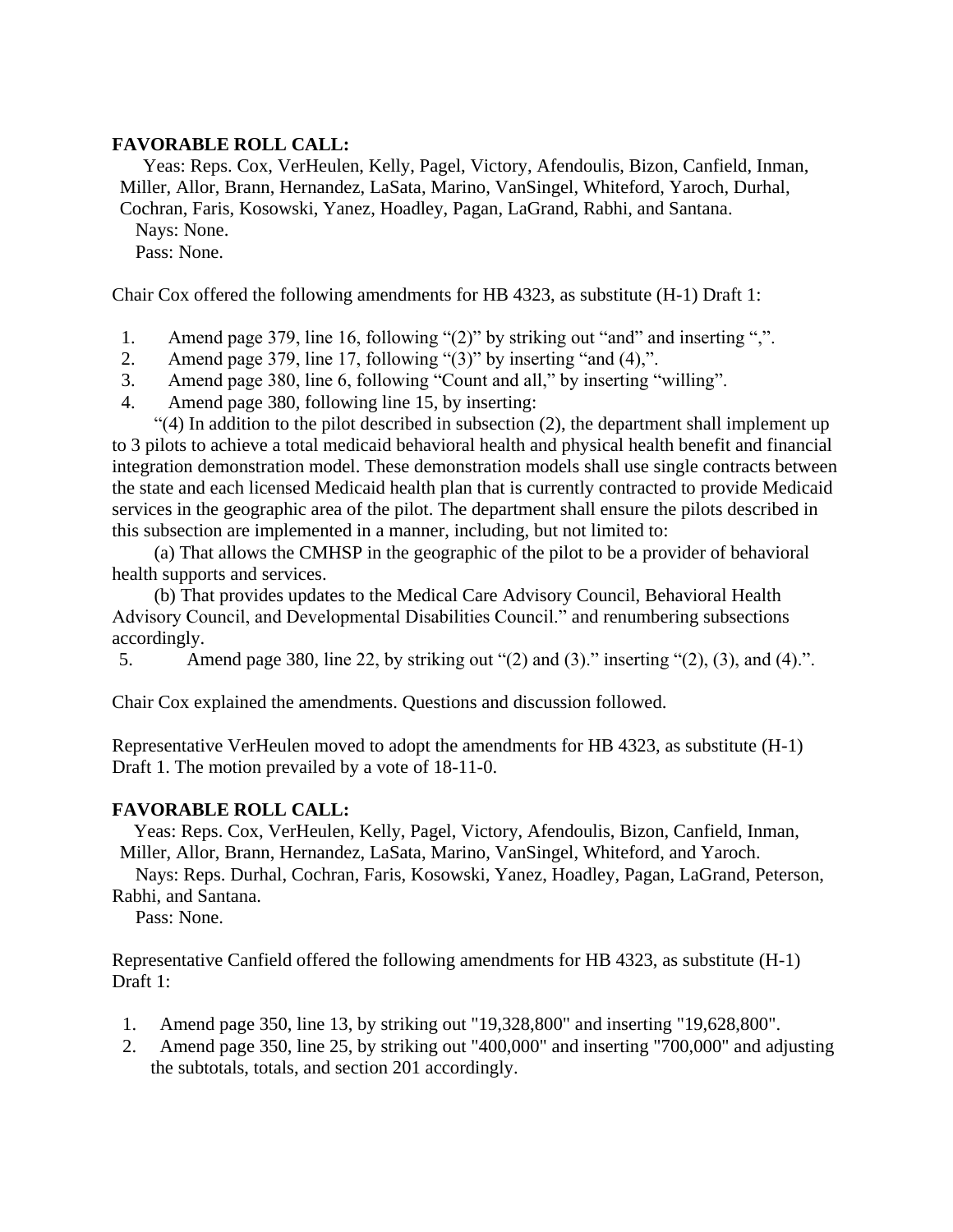**FAVORABLE ROLL CALL:**

Yeas: Reps. Cox, VerHeulen, Kelly, Pagel, Victory, Afendoulis, Bizon, Canfield, Inman, Miller, Allor, Brann, Hernandez, LaSata, Marino, VanSingel, Whiteford, Yaroch, Durhal, Cochran, Faris, Kosowski, Yanez, Hoadley, Pagan, LaGrand, Rabhi, and Santana.
Nays: None.
Pass: None.

Chair Cox offered the following amendments for HB 4323, as substitute (H-1) Draft 1:

1. Amend page 379, line 16, following "(2)" by striking out "and" and inserting ",".
2. Amend page 379, line 17, following "(3)" by inserting "and (4),".
3. Amend page 380, line 6, following "Count and all," by inserting "willing".
4. Amend page 380, following line 15, by inserting:

"(4) In addition to the pilot described in subsection (2), the department shall implement up to 3 pilots to achieve a total medicaid behavioral health and physical health benefit and financial integration demonstration model. These demonstration models shall use single contracts between the state and each licensed Medicaid health plan that is currently contracted to provide Medicaid services in the geographic area of the pilot. The department shall ensure the pilots described in this subsection are implemented in a manner, including, but not limited to:

(a) That allows the CMHSP in the geographic of the pilot to be a provider of behavioral health supports and services.

(b) That provides updates to the Medical Care Advisory Council, Behavioral Health Advisory Council, and Developmental Disabilities Council." and renumbering subsections accordingly.

5. Amend page 380, line 22, by striking out "(2) and (3)." inserting "(2), (3), and (4).".

Chair Cox explained the amendments. Questions and discussion followed.

Representative VerHeulen moved to adopt the amendments for HB 4323, as substitute (H-1) Draft 1. The motion prevailed by a vote of 18-11-0.

**FAVORABLE ROLL CALL:**

Yeas: Reps. Cox, VerHeulen, Kelly, Pagel, Victory, Afendoulis, Bizon, Canfield, Inman, Miller, Allor, Brann, Hernandez, LaSata, Marino, VanSingel, Whiteford, and Yaroch.
Nays: Reps. Durhal, Cochran, Faris, Kosowski, Yanez, Hoadley, Pagan, LaGrand, Peterson, Rabhi, and Santana.
Pass: None.

Representative Canfield offered the following amendments for HB 4323, as substitute (H-1) Draft 1:

1. Amend page 350, line 13, by striking out "19,328,800" and inserting "19,628,800".
2. Amend page 350, line 25, by striking out "400,000" and inserting "700,000" and adjusting the subtotals, totals, and section 201 accordingly.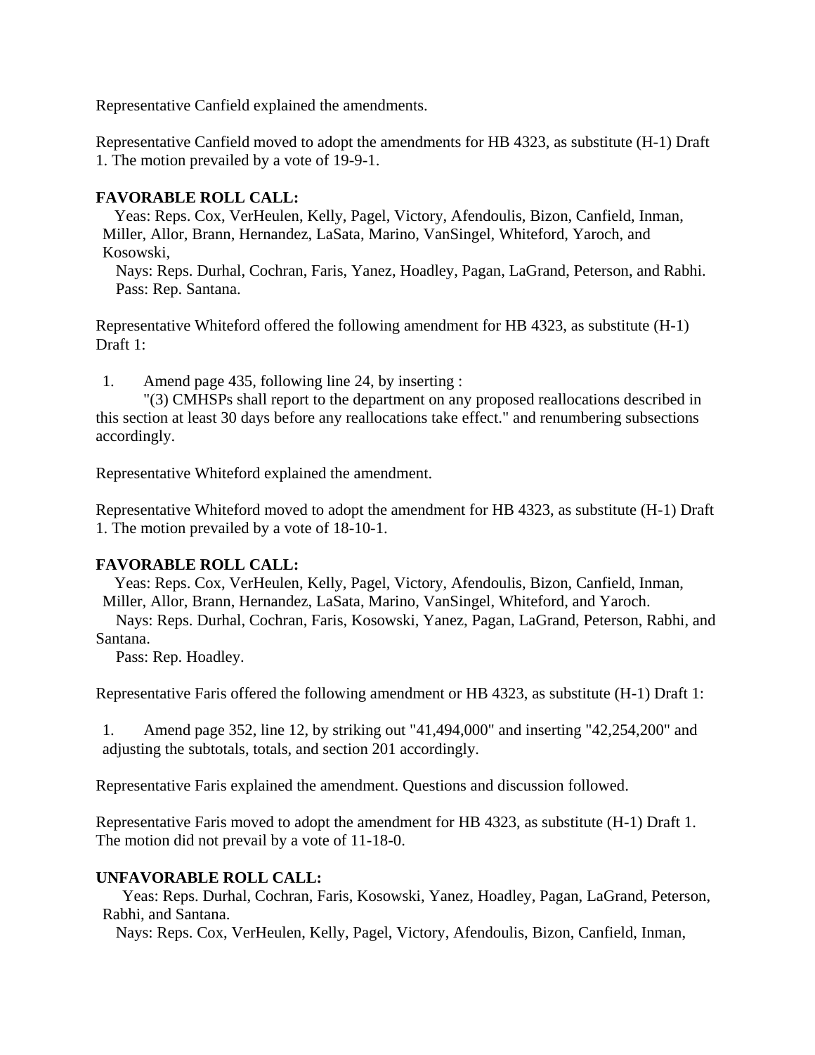Representative Canfield explained the amendments.

Representative Canfield moved to adopt the amendments for HB 4323, as substitute (H-1) Draft 1. The motion prevailed by a vote of 19-9-1.

**FAVORABLE ROLL CALL:**

Yeas: Reps. Cox, VerHeulen, Kelly, Pagel, Victory, Afendoulis, Bizon, Canfield, Inman, Miller, Allor, Brann, Hernandez, LaSata, Marino, VanSingel, Whiteford, Yaroch, and Kosowski,

Nays: Reps. Durhal, Cochran, Faris, Yanez, Hoadley, Pagan, LaGrand, Peterson, and Rabhi.

Pass: Rep. Santana.

Representative Whiteford offered the following amendment for HB 4323, as substitute (H-1) Draft 1:

1. Amend page 435, following line 24, by inserting :

"(3) CMHSPs shall report to the department on any proposed reallocations described in this section at least 30 days before any reallocations take effect." and renumbering subsections accordingly.

Representative Whiteford explained the amendment.

Representative Whiteford moved to adopt the amendment for HB 4323, as substitute (H-1) Draft 1. The motion prevailed by a vote of 18-10-1.

**FAVORABLE ROLL CALL:**

Yeas: Reps. Cox, VerHeulen, Kelly, Pagel, Victory, Afendoulis, Bizon, Canfield, Inman, Miller, Allor, Brann, Hernandez, LaSata, Marino, VanSingel, Whiteford, and Yaroch.

Nays: Reps. Durhal, Cochran, Faris, Kosowski, Yanez, Pagan, LaGrand, Peterson, Rabhi, and Santana.

Pass: Rep. Hoadley.

Representative Faris offered the following amendment or HB 4323, as substitute (H-1) Draft 1:

1. Amend page 352, line 12, by striking out "41,494,000" and inserting "42,254,200" and adjusting the subtotals, totals, and section 201 accordingly.

Representative Faris explained the amendment. Questions and discussion followed.

Representative Faris moved to adopt the amendment for HB 4323, as substitute (H-1) Draft 1. The motion did not prevail by a vote of 11-18-0.

**UNFAVORABLE ROLL CALL:**

Yeas: Reps. Durhal, Cochran, Faris, Kosowski, Yanez, Hoadley, Pagan, LaGrand, Peterson, Rabhi, and Santana.

Nays: Reps. Cox, VerHeulen, Kelly, Pagel, Victory, Afendoulis, Bizon, Canfield, Inman,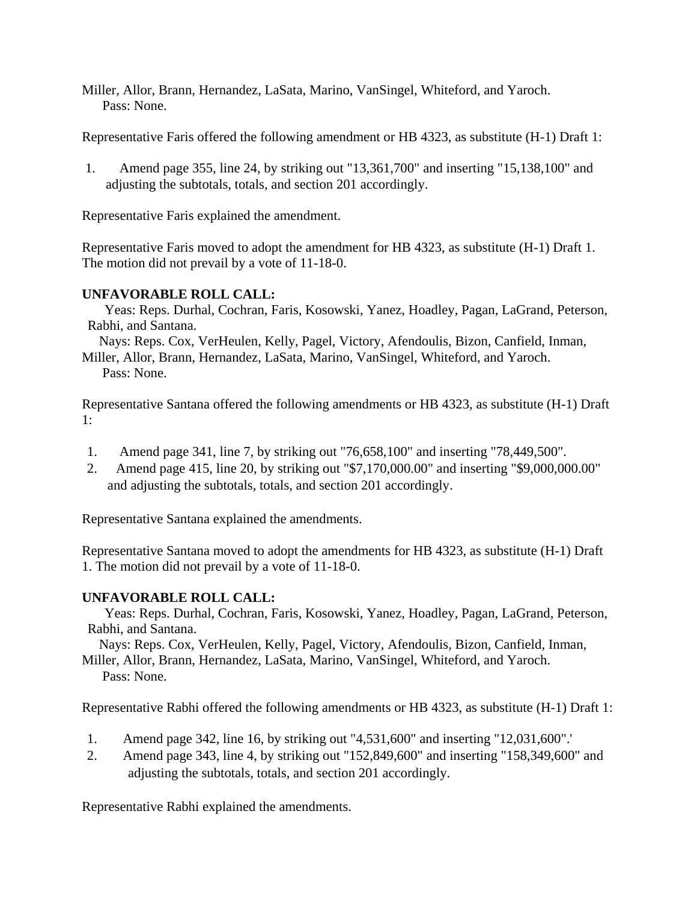Miller, Allor, Brann, Hernandez, LaSata, Marino, VanSingel, Whiteford, and Yaroch.
Pass: None.

Representative Faris offered the following amendment or HB 4323, as substitute (H-1) Draft 1:

1. Amend page 355, line 24, by striking out "13,361,700" and inserting "15,138,100" and adjusting the subtotals, totals, and section 201 accordingly.

Representative Faris explained the amendment.

Representative Faris moved to adopt the amendment for HB 4323, as substitute (H-1) Draft 1. The motion did not prevail by a vote of 11-18-0.

**UNFAVORABLE ROLL CALL:**

Yeas: Reps. Durhal, Cochran, Faris, Kosowski, Yanez, Hoadley, Pagan, LaGrand, Peterson, Rabhi, and Santana.
Nays: Reps. Cox, VerHeulen, Kelly, Pagel, Victory, Afendoulis, Bizon, Canfield, Inman, Miller, Allor, Brann, Hernandez, LaSata, Marino, VanSingel, Whiteford, and Yaroch.
Pass: None.

Representative Santana offered the following amendments or HB 4323, as substitute (H-1) Draft 1:

1. Amend page 341, line 7, by striking out "76,658,100" and inserting "78,449,500".
2. Amend page 415, line 20, by striking out "$7,170,000.00" and inserting "$9,000,000.00" and adjusting the subtotals, totals, and section 201 accordingly.

Representative Santana explained the amendments.

Representative Santana moved to adopt the amendments for HB 4323, as substitute (H-1) Draft 1. The motion did not prevail by a vote of 11-18-0.

**UNFAVORABLE ROLL CALL:**

Yeas: Reps. Durhal, Cochran, Faris, Kosowski, Yanez, Hoadley, Pagan, LaGrand, Peterson, Rabhi, and Santana.
Nays: Reps. Cox, VerHeulen, Kelly, Pagel, Victory, Afendoulis, Bizon, Canfield, Inman, Miller, Allor, Brann, Hernandez, LaSata, Marino, VanSingel, Whiteford, and Yaroch.
Pass: None.

Representative Rabhi offered the following amendments or HB 4323, as substitute (H-1) Draft 1:

1. Amend page 342, line 16, by striking out "4,531,600" and inserting "12,031,600".'
2. Amend page 343, line 4, by striking out "152,849,600" and inserting "158,349,600" and adjusting the subtotals, totals, and section 201 accordingly.

Representative Rabhi explained the amendments.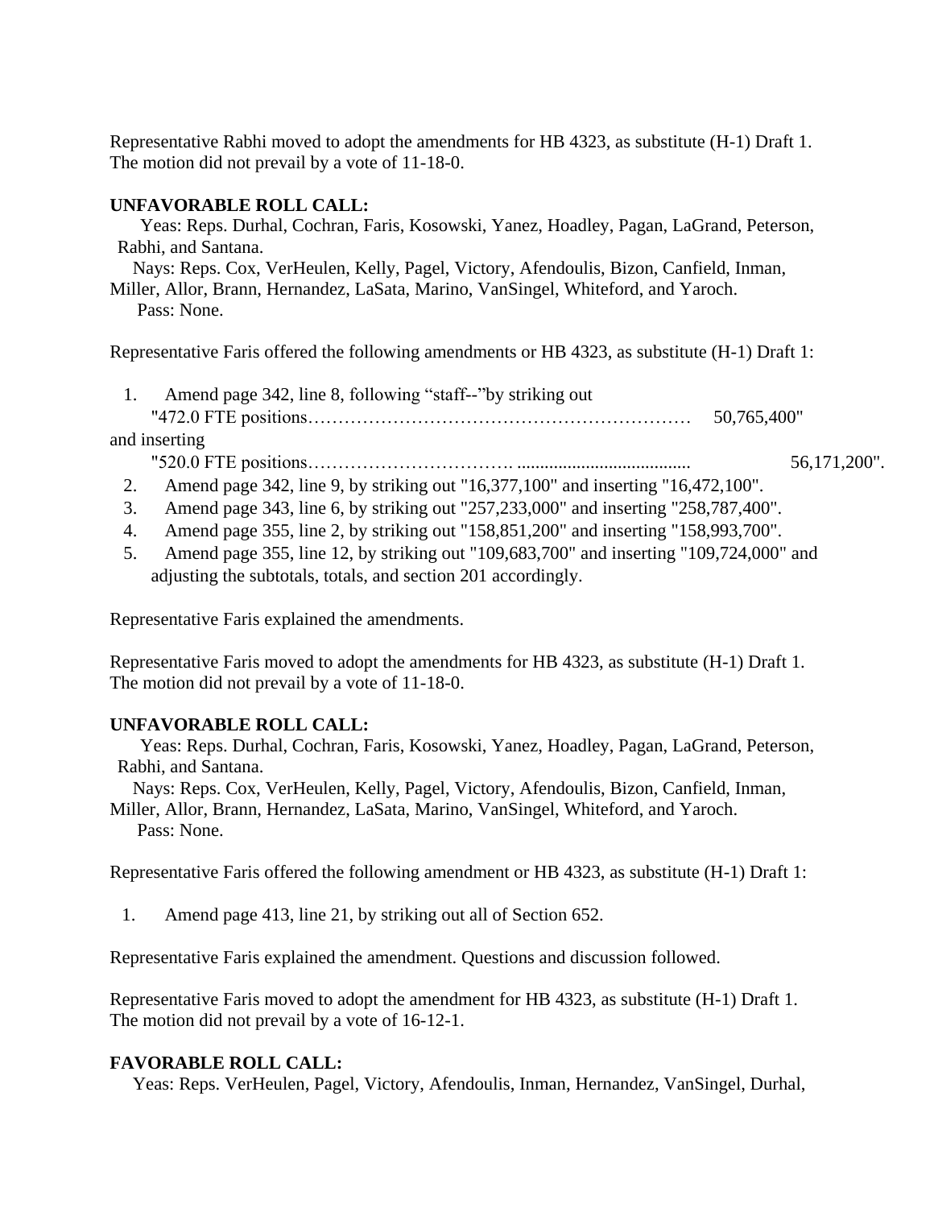Representative Rabhi moved to adopt the amendments for HB 4323, as substitute (H-1) Draft 1. The motion did not prevail by a vote of 11-18-0.

**UNFAVORABLE ROLL CALL:**

Yeas: Reps. Durhal, Cochran, Faris, Kosowski, Yanez, Hoadley, Pagan, LaGrand, Peterson, Rabhi, and Santana.

Nays: Reps. Cox, VerHeulen, Kelly, Pagel, Victory, Afendoulis, Bizon, Canfield, Inman, Miller, Allor, Brann, Hernandez, LaSata, Marino, VanSingel, Whiteford, and Yaroch.

Pass: None.

Representative Faris offered the following amendments or HB 4323, as substitute (H-1) Draft 1:

1. Amend page 342, line 8, following "staff--"by striking out "472.0 FTE positions……………………………………………………… 50,765,400" and inserting "520.0 FTE positions……………………………. ...................................... 56,171,200".
2. Amend page 342, line 9, by striking out "16,377,100" and inserting "16,472,100".
3. Amend page 343, line 6, by striking out "257,233,000" and inserting "258,787,400".
4. Amend page 355, line 2, by striking out "158,851,200" and inserting "158,993,700".
5. Amend page 355, line 12, by striking out "109,683,700" and inserting "109,724,000" and adjusting the subtotals, totals, and section 201 accordingly.

Representative Faris explained the amendments.

Representative Faris moved to adopt the amendments for HB 4323, as substitute (H-1) Draft 1. The motion did not prevail by a vote of 11-18-0.

**UNFAVORABLE ROLL CALL:**

Yeas: Reps. Durhal, Cochran, Faris, Kosowski, Yanez, Hoadley, Pagan, LaGrand, Peterson, Rabhi, and Santana.

Nays: Reps. Cox, VerHeulen, Kelly, Pagel, Victory, Afendoulis, Bizon, Canfield, Inman, Miller, Allor, Brann, Hernandez, LaSata, Marino, VanSingel, Whiteford, and Yaroch.

Pass: None.

Representative Faris offered the following amendment or HB 4323, as substitute (H-1) Draft 1:

1. Amend page 413, line 21, by striking out all of Section 652.

Representative Faris explained the amendment. Questions and discussion followed.

Representative Faris moved to adopt the amendment for HB 4323, as substitute (H-1) Draft 1. The motion did not prevail by a vote of 16-12-1.

**FAVORABLE ROLL CALL:**

Yeas: Reps. VerHeulen, Pagel, Victory, Afendoulis, Inman, Hernandez, VanSingel, Durhal,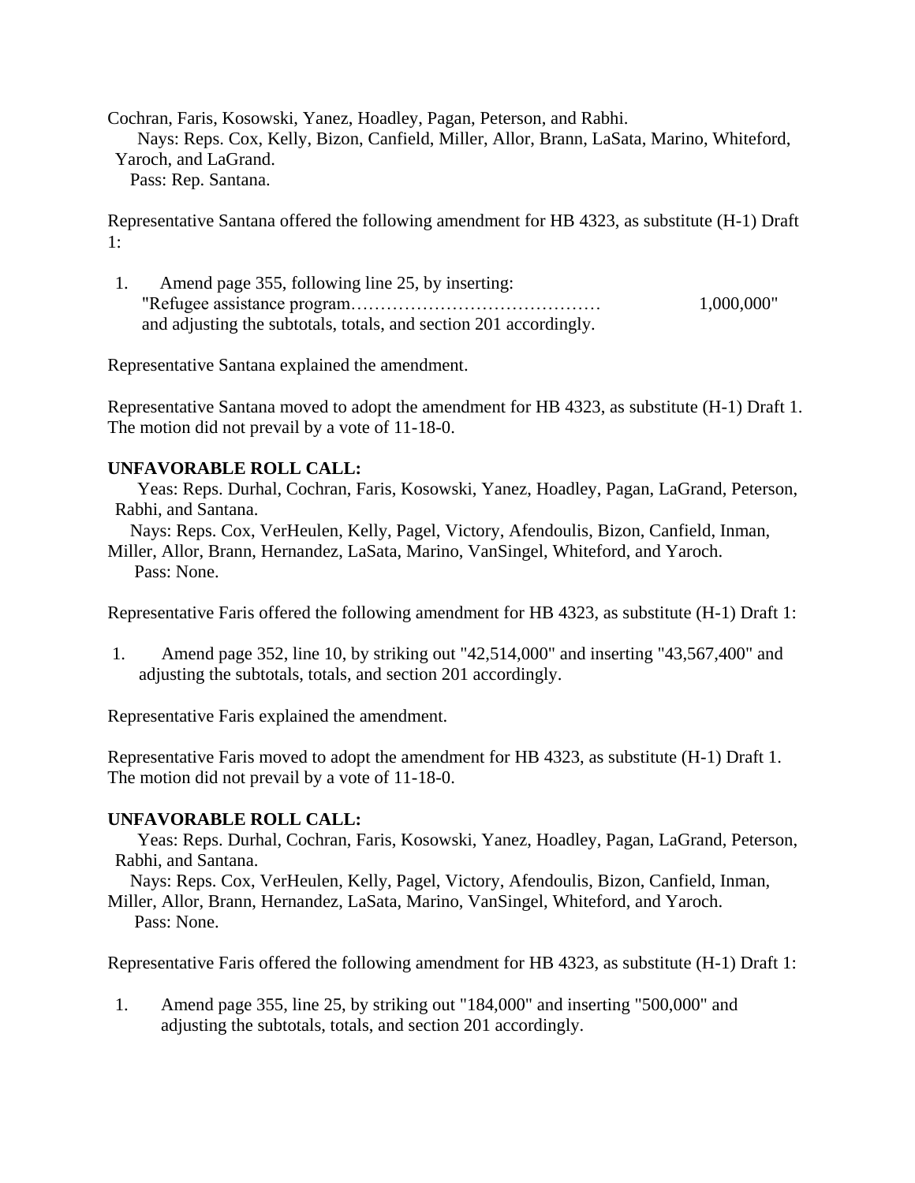Cochran, Faris, Kosowski, Yanez, Hoadley, Pagan, Peterson, and Rabhi.
Nays: Reps. Cox, Kelly, Bizon, Canfield, Miller, Allor, Brann, LaSata, Marino, Whiteford, Yaroch, and LaGrand.
Pass: Rep. Santana.

Representative Santana offered the following amendment for HB 4323, as substitute (H-1) Draft 1:

1. Amend page 355, following line 25, by inserting:
"Refugee assistance program…………………………………… 1,000,000"
and adjusting the subtotals, totals, and section 201 accordingly.

Representative Santana explained the amendment.

Representative Santana moved to adopt the amendment for HB 4323, as substitute (H-1) Draft 1. The motion did not prevail by a vote of 11-18-0.

**UNFAVORABLE ROLL CALL:**
Yeas: Reps. Durhal, Cochran, Faris, Kosowski, Yanez, Hoadley, Pagan, LaGrand, Peterson, Rabhi, and Santana.
Nays: Reps. Cox, VerHeulen, Kelly, Pagel, Victory, Afendoulis, Bizon, Canfield, Inman, Miller, Allor, Brann, Hernandez, LaSata, Marino, VanSingel, Whiteford, and Yaroch.
Pass: None.

Representative Faris offered the following amendment for HB 4323, as substitute (H-1) Draft 1:

1. Amend page 352, line 10, by striking out "42,514,000" and inserting "43,567,400" and adjusting the subtotals, totals, and section 201 accordingly.

Representative Faris explained the amendment.

Representative Faris moved to adopt the amendment for HB 4323, as substitute (H-1) Draft 1. The motion did not prevail by a vote of 11-18-0.

**UNFAVORABLE ROLL CALL:**
Yeas: Reps. Durhal, Cochran, Faris, Kosowski, Yanez, Hoadley, Pagan, LaGrand, Peterson, Rabhi, and Santana.
Nays: Reps. Cox, VerHeulen, Kelly, Pagel, Victory, Afendoulis, Bizon, Canfield, Inman, Miller, Allor, Brann, Hernandez, LaSata, Marino, VanSingel, Whiteford, and Yaroch.
Pass: None.

Representative Faris offered the following amendment for HB 4323, as substitute (H-1) Draft 1:

1. Amend page 355, line 25, by striking out "184,000" and inserting "500,000" and adjusting the subtotals, totals, and section 201 accordingly.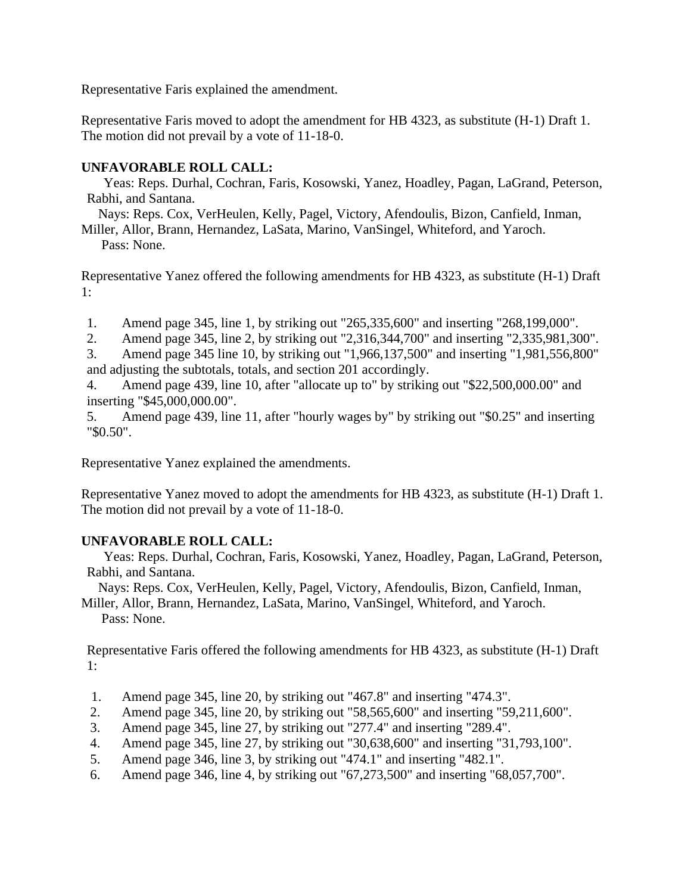Representative Faris explained the amendment.

Representative Faris moved to adopt the amendment for HB 4323, as substitute (H-1) Draft 1. The motion did not prevail by a vote of 11-18-0.

**UNFAVORABLE ROLL CALL:**

Yeas: Reps. Durhal, Cochran, Faris, Kosowski, Yanez, Hoadley, Pagan, LaGrand, Peterson, Rabhi, and Santana.

Nays: Reps. Cox, VerHeulen, Kelly, Pagel, Victory, Afendoulis, Bizon, Canfield, Inman, Miller, Allor, Brann, Hernandez, LaSata, Marino, VanSingel, Whiteford, and Yaroch.

Pass: None.

Representative Yanez offered the following amendments for HB 4323, as substitute (H-1) Draft 1:

1. Amend page 345, line 1, by striking out "265,335,600" and inserting "268,199,000".
2. Amend page 345, line 2, by striking out "2,316,344,700" and inserting "2,335,981,300".
3. Amend page 345 line 10, by striking out "1,966,137,500" and inserting "1,981,556,800" and adjusting the subtotals, totals, and section 201 accordingly.
4. Amend page 439, line 10, after "allocate up to" by striking out "$22,500,000.00" and inserting "$45,000,000.00".
5. Amend page 439, line 11, after "hourly wages by" by striking out "$0.25" and inserting "$0.50".

Representative Yanez explained the amendments.

Representative Yanez moved to adopt the amendments for HB 4323, as substitute (H-1) Draft 1. The motion did not prevail by a vote of 11-18-0.

**UNFAVORABLE ROLL CALL:**

Yeas: Reps. Durhal, Cochran, Faris, Kosowski, Yanez, Hoadley, Pagan, LaGrand, Peterson, Rabhi, and Santana.

Nays: Reps. Cox, VerHeulen, Kelly, Pagel, Victory, Afendoulis, Bizon, Canfield, Inman, Miller, Allor, Brann, Hernandez, LaSata, Marino, VanSingel, Whiteford, and Yaroch.

Pass: None.

Representative Faris offered the following amendments for HB 4323, as substitute (H-1) Draft 1:

1. Amend page 345, line 20, by striking out "467.8" and inserting "474.3".
2. Amend page 345, line 20, by striking out "58,565,600" and inserting "59,211,600".
3. Amend page 345, line 27, by striking out "277.4" and inserting "289.4".
4. Amend page 345, line 27, by striking out "30,638,600" and inserting "31,793,100".
5. Amend page 346, line 3, by striking out "474.1" and inserting "482.1".
6. Amend page 346, line 4, by striking out "67,273,500" and inserting "68,057,700".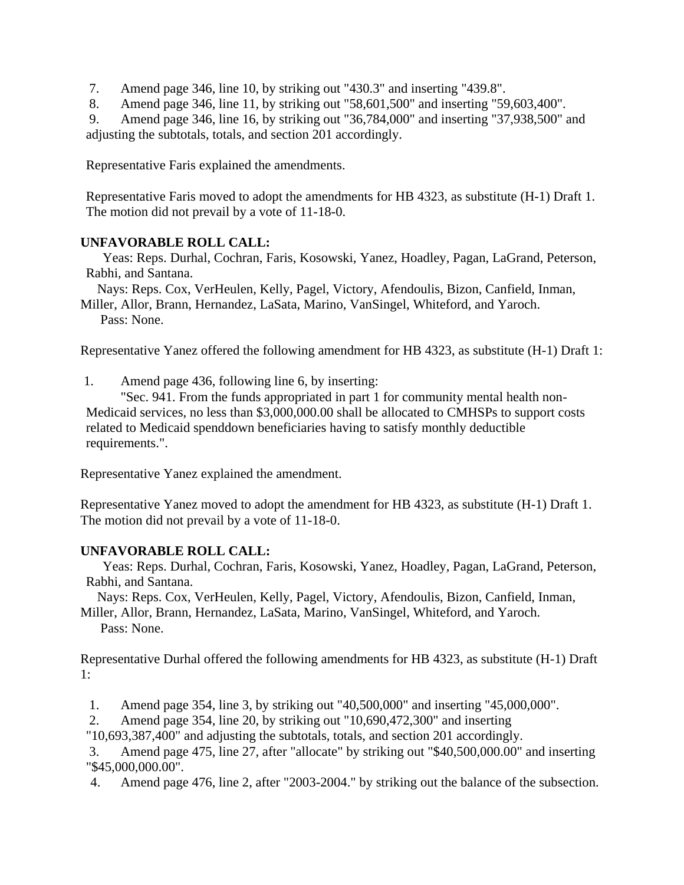7. Amend page 346, line 10, by striking out "430.3" and inserting "439.8".
8. Amend page 346, line 11, by striking out "58,601,500" and inserting "59,603,400".
9. Amend page 346, line 16, by striking out "36,784,000" and inserting "37,938,500" and adjusting the subtotals, totals, and section 201 accordingly.

Representative Faris explained the amendments.

Representative Faris moved to adopt the amendments for HB 4323, as substitute (H-1) Draft 1. The motion did not prevail by a vote of 11-18-0.

**UNFAVORABLE ROLL CALL:**

Yeas: Reps. Durhal, Cochran, Faris, Kosowski, Yanez, Hoadley, Pagan, LaGrand, Peterson, Rabhi, and Santana.

Nays: Reps. Cox, VerHeulen, Kelly, Pagel, Victory, Afendoulis, Bizon, Canfield, Inman, Miller, Allor, Brann, Hernandez, LaSata, Marino, VanSingel, Whiteford, and Yaroch.

Pass: None.

Representative Yanez offered the following amendment for HB 4323, as substitute (H-1) Draft 1:

1. Amend page 436, following line 6, by inserting:

   "Sec. 941. From the funds appropriated in part 1 for community mental health non-Medicaid services, no less than $3,000,000.00 shall be allocated to CMHSPs to support costs related to Medicaid spenddown beneficiaries having to satisfy monthly deductible requirements.".

Representative Yanez explained the amendment.

Representative Yanez moved to adopt the amendment for HB 4323, as substitute (H-1) Draft 1. The motion did not prevail by a vote of 11-18-0.

**UNFAVORABLE ROLL CALL:**

Yeas: Reps. Durhal, Cochran, Faris, Kosowski, Yanez, Hoadley, Pagan, LaGrand, Peterson, Rabhi, and Santana.

Nays: Reps. Cox, VerHeulen, Kelly, Pagel, Victory, Afendoulis, Bizon, Canfield, Inman, Miller, Allor, Brann, Hernandez, LaSata, Marino, VanSingel, Whiteford, and Yaroch.

Pass: None.

Representative Durhal offered the following amendments for HB 4323, as substitute (H-1) Draft 1:

1. Amend page 354, line 3, by striking out "40,500,000" and inserting "45,000,000".
2. Amend page 354, line 20, by striking out "10,690,472,300" and inserting "10,693,387,400" and adjusting the subtotals, totals, and section 201 accordingly.
3. Amend page 475, line 27, after "allocate" by striking out "$40,500,000.00" and inserting "$45,000,000.00".
4. Amend page 476, line 2, after "2003-2004." by striking out the balance of the subsection.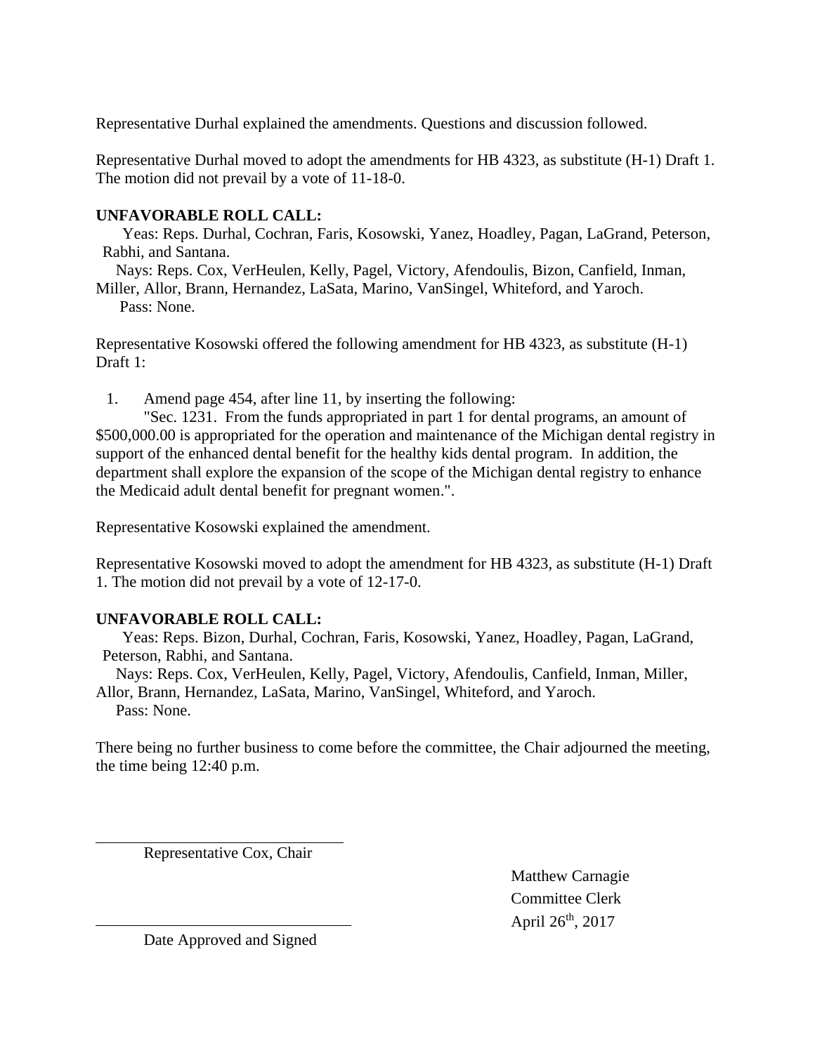Representative Durhal explained the amendments. Questions and discussion followed.

Representative Durhal moved to adopt the amendments for HB 4323, as substitute (H-1) Draft 1. The motion did not prevail by a vote of 11-18-0.

**UNFAVORABLE ROLL CALL:**

Yeas: Reps. Durhal, Cochran, Faris, Kosowski, Yanez, Hoadley, Pagan, LaGrand, Peterson, Rabhi, and Santana.

Nays: Reps. Cox, VerHeulen, Kelly, Pagel, Victory, Afendoulis, Bizon, Canfield, Inman, Miller, Allor, Brann, Hernandez, LaSata, Marino, VanSingel, Whiteford, and Yaroch.

Pass: None.

Representative Kosowski offered the following amendment for HB 4323, as substitute (H-1) Draft 1:

1. Amend page 454, after line 11, by inserting the following:
"Sec. 1231. From the funds appropriated in part 1 for dental programs, an amount of $500,000.00 is appropriated for the operation and maintenance of the Michigan dental registry in support of the enhanced dental benefit for the healthy kids dental program. In addition, the department shall explore the expansion of the scope of the Michigan dental registry to enhance the Medicaid adult dental benefit for pregnant women.".

Representative Kosowski explained the amendment.

Representative Kosowski moved to adopt the amendment for HB 4323, as substitute (H-1) Draft 1. The motion did not prevail by a vote of 12-17-0.

**UNFAVORABLE ROLL CALL:**

Yeas: Reps. Bizon, Durhal, Cochran, Faris, Kosowski, Yanez, Hoadley, Pagan, LaGrand, Peterson, Rabhi, and Santana.

Nays: Reps. Cox, VerHeulen, Kelly, Pagel, Victory, Afendoulis, Canfield, Inman, Miller, Allor, Brann, Hernandez, LaSata, Marino, VanSingel, Whiteford, and Yaroch.

Pass: None.

There being no further business to come before the committee, the Chair adjourned the meeting, the time being 12:40 p.m.

\_\_\_\_\_\_\_\_\_\_\_\_\_\_\_\_\_\_\_\_\_\_\_\_\_\_\_\_\_\_\_\_

Representative Cox, Chair

Matthew Carnagie
Committee Clerk
April 26th, 2017

\_\_\_\_\_\_\_\_\_\_\_\_\_\_\_\_\_\_\_\_\_\_\_\_\_\_\_\_\_\_\_\_

Date Approved and Signed